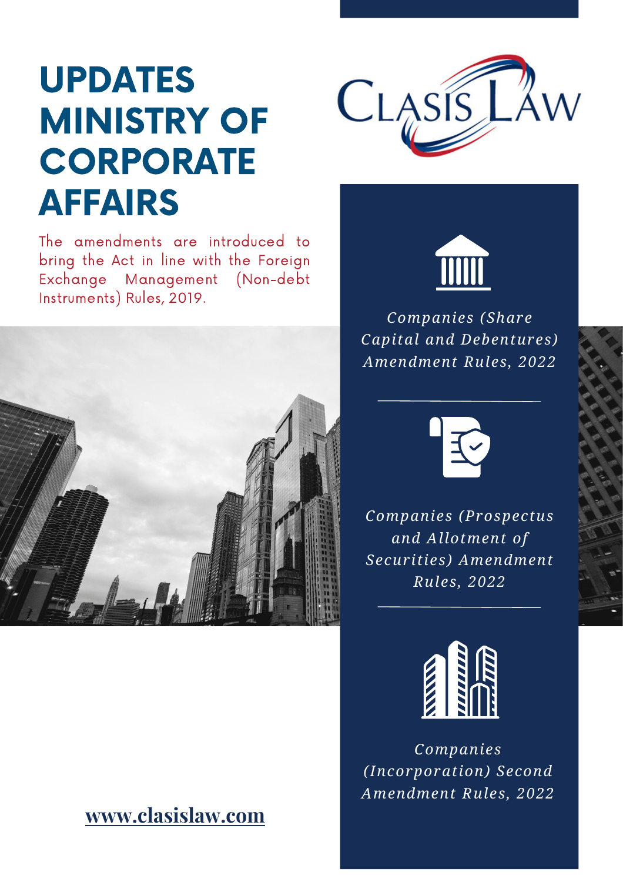# UPDATES MINISTRY OF CORPORATE AFFAIRS

The amendments are introduced to bring the Act in line with the Foreign Exchange Management (Non-debt Instruments) Rules, 2019.

CLASIS LAW

*Companies (Share Capital and Debentures) Amendment Rules, 2022*

*Companies (Prospectus and Allotment of Securities) Amendment Rules, 2022*

*Companies (Incorporation) Second Amendment Rules, 2022*

**www.clasislaw.com**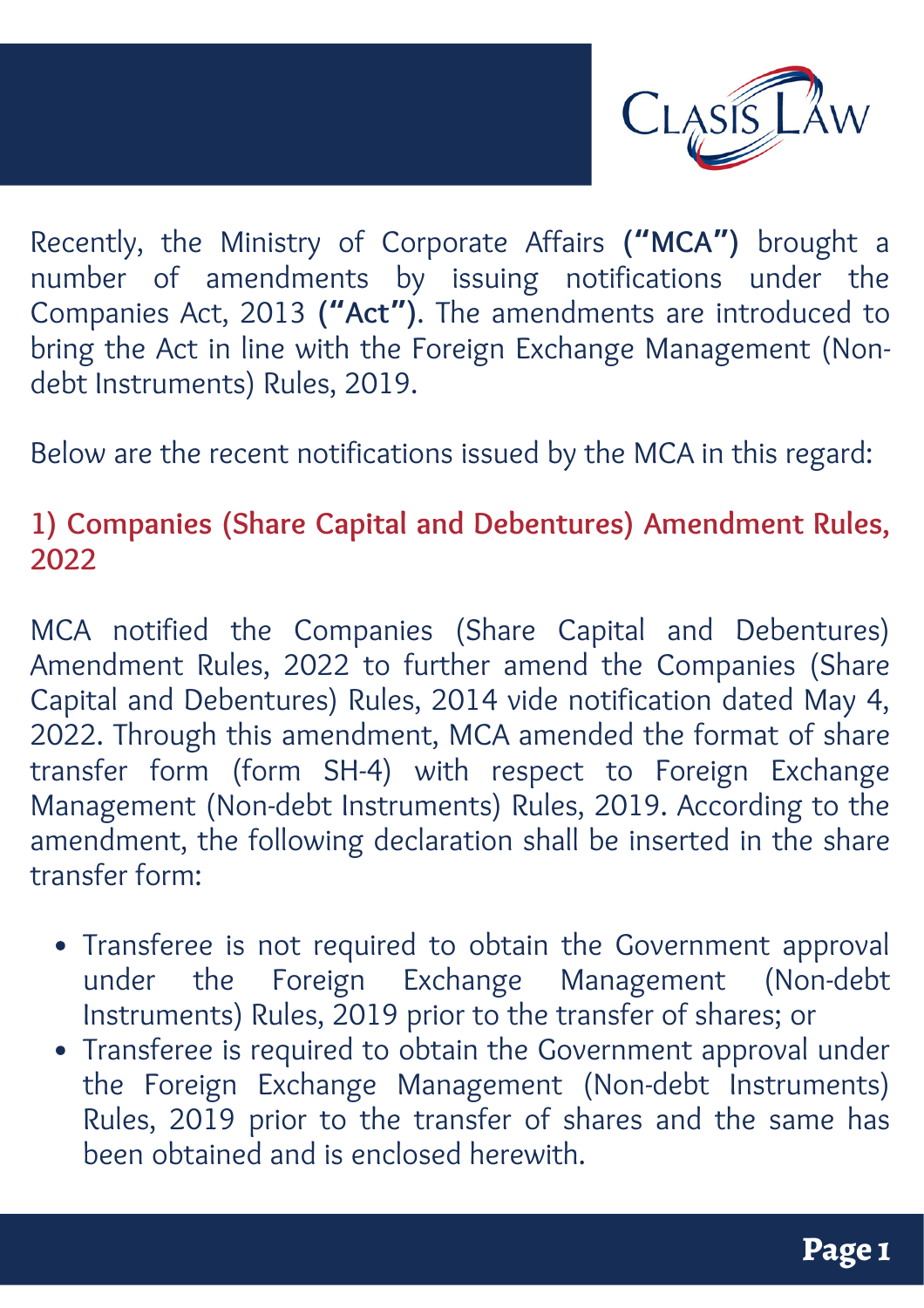Recently, the Ministry of Corporate Affairs **("MCA")** brought a number of amendments by issuing notifications under the Companies Act, 2013 **("Act")**. The amendments are introduced to bring the Act in line with the Foreign Exchange Management (Non-debt Instruments) Rules, 2019.

Below are the recent notifications issued by the MCA in this regard:

## 1) Companies (Share Capital and Debentures) Amendment Rules, 2022

MCA notified the Companies (Share Capital and Debentures) Amendment Rules, 2022 to further amend the Companies (Share Capital and Debentures) Rules, 2014 vide notification dated May 4, 2022. Through this amendment, MCA amended the format of share transfer form (form SH-4) with respect to Foreign Exchange Management (Non-debt Instruments) Rules, 2019. According to the amendment, the following declaration shall be inserted in the share transfer form:

- Transferee is not required to obtain the Government approval under the Foreign Exchange Management (Non-debt Instruments) Rules, 2019 prior to the transfer of shares; or
- Transferee is required to obtain the Government approval under the Foreign Exchange Management (Non-debt Instruments) Rules, 2019 prior to the transfer of shares and the same has been obtained and is enclosed herewith.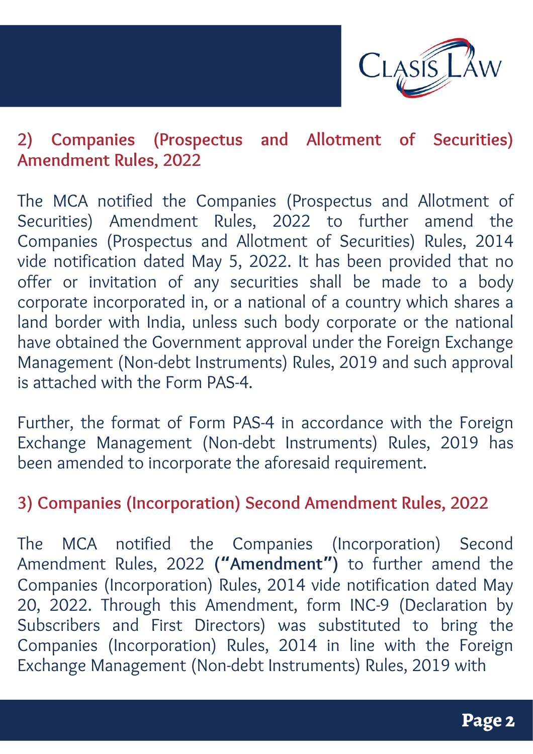## 2) Companies (Prospectus and Allotment of Securities) Amendment Rules, 2022

The MCA notified the Companies (Prospectus and Allotment of Securities) Amendment Rules, 2022 to further amend the Companies (Prospectus and Allotment of Securities) Rules, 2014 vide notification dated May 5, 2022. It has been provided that no offer or invitation of any securities shall be made to a body corporate incorporated in, or a national of a country which shares a land border with India, unless such body corporate or the national have obtained the Government approval under the Foreign Exchange Management (Non-debt Instruments) Rules, 2019 and such approval is attached with the Form PAS-4.

Further, the format of Form PAS-4 in accordance with the Foreign Exchange Management (Non-debt Instruments) Rules, 2019 has been amended to incorporate the aforesaid requirement.

## 3) Companies (Incorporation) Second Amendment Rules, 2022

The MCA notified the Companies (Incorporation) Second Amendment Rules, 2022 **("Amendment")** to further amend the Companies (Incorporation) Rules, 2014 vide notification dated May 20, 2022. Through this Amendment, form INC-9 (Declaration by Subscribers and First Directors) was substituted to bring the Companies (Incorporation) Rules, 2014 in line with the Foreign Exchange Management (Non-debt Instruments) Rules, 2019 with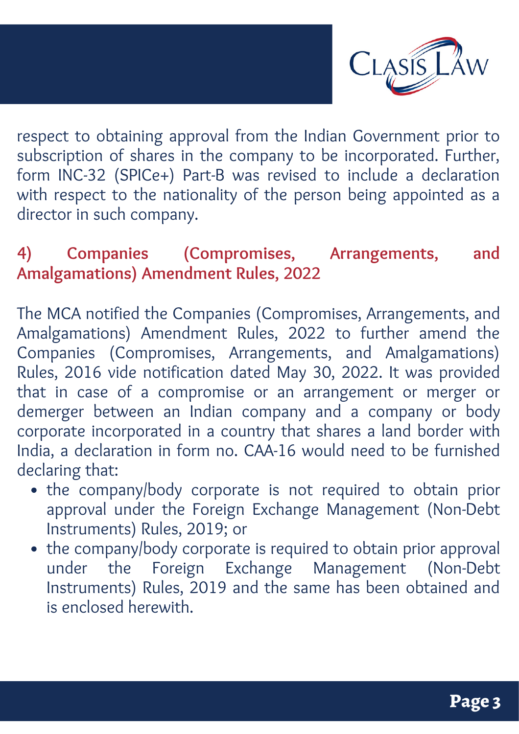respect to obtaining approval from the Indian Government prior to subscription of shares in the company to be incorporated. Further, form INC-32 (SPICe+) Part-B was revised to include a declaration with respect to the nationality of the person being appointed as a director in such company.

### 4) Companies (Compromises, Arrangements, and Amalgamations) Amendment Rules, 2022

The MCA notified the Companies (Compromises, Arrangements, and Amalgamations) Amendment Rules, 2022 to further amend the Companies (Compromises, Arrangements, and Amalgamations) Rules, 2016 vide notification dated May 30, 2022. It was provided that in case of a compromise or an arrangement or merger or demerger between an Indian company and a company or body corporate incorporated in a country that shares a land border with India, a declaration in form no. CAA-16 would need to be furnished declaring that:

- the company/body corporate is not required to obtain prior approval under the Foreign Exchange Management (Non-Debt Instruments) Rules, 2019; or
- the company/body corporate is required to obtain prior approval under the Foreign Exchange Management (Non-Debt Instruments) Rules, 2019 and the same has been obtained and is enclosed herewith.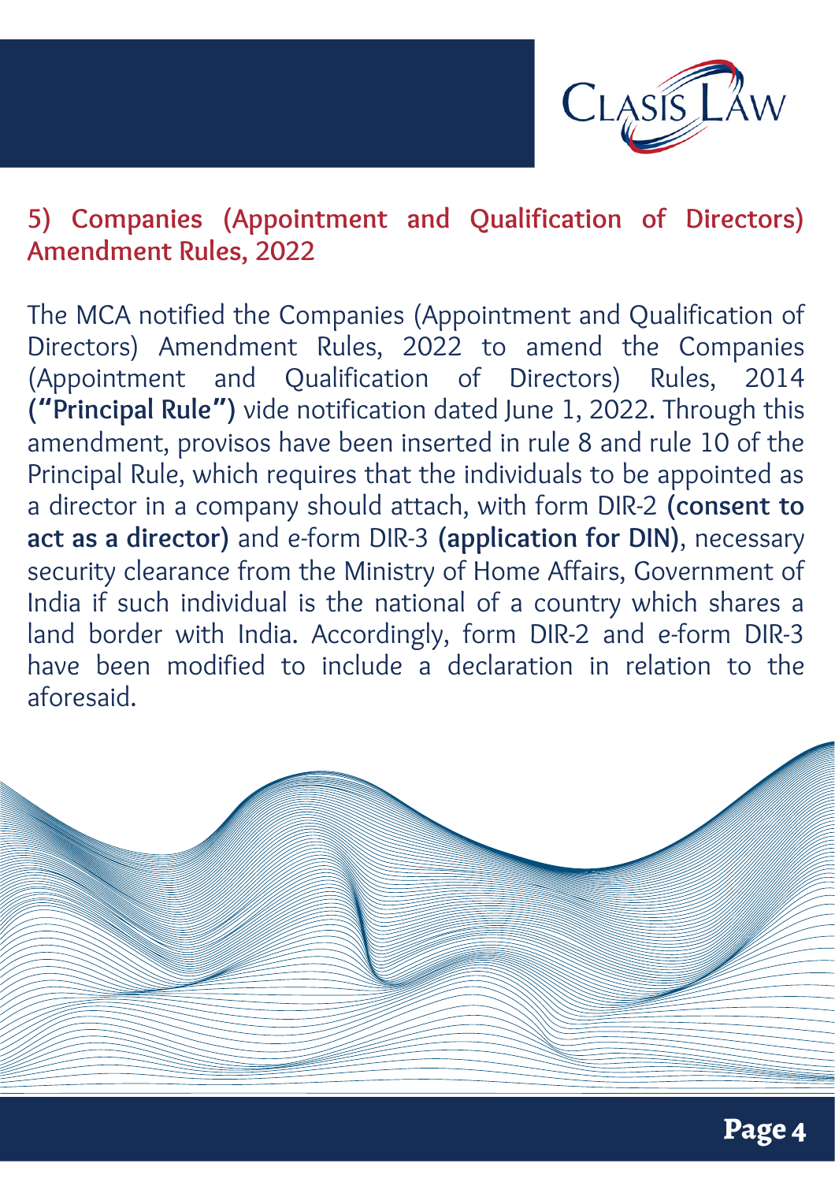## 5) Companies (Appointment and Qualification of Directors) Amendment Rules, 2022

The MCA notified the Companies (Appointment and Qualification of Directors) Amendment Rules, 2022 to amend the Companies (Appointment and Qualification of Directors) Rules, 2014 **("Principal Rule")** vide notification dated June 1, 2022. Through this amendment, provisos have been inserted in rule 8 and rule 10 of the Principal Rule, which requires that the individuals to be appointed as a director in a company should attach, with form DIR-2 **(consent to act as a director)** and e-form DIR-3 **(application for DIN)**, necessary security clearance from the Ministry of Home Affairs, Government of India if such individual is the national of a country which shares a land border with India. Accordingly, form DIR-2 and e-form DIR-3 have been modified to include a declaration in relation to the aforesaid.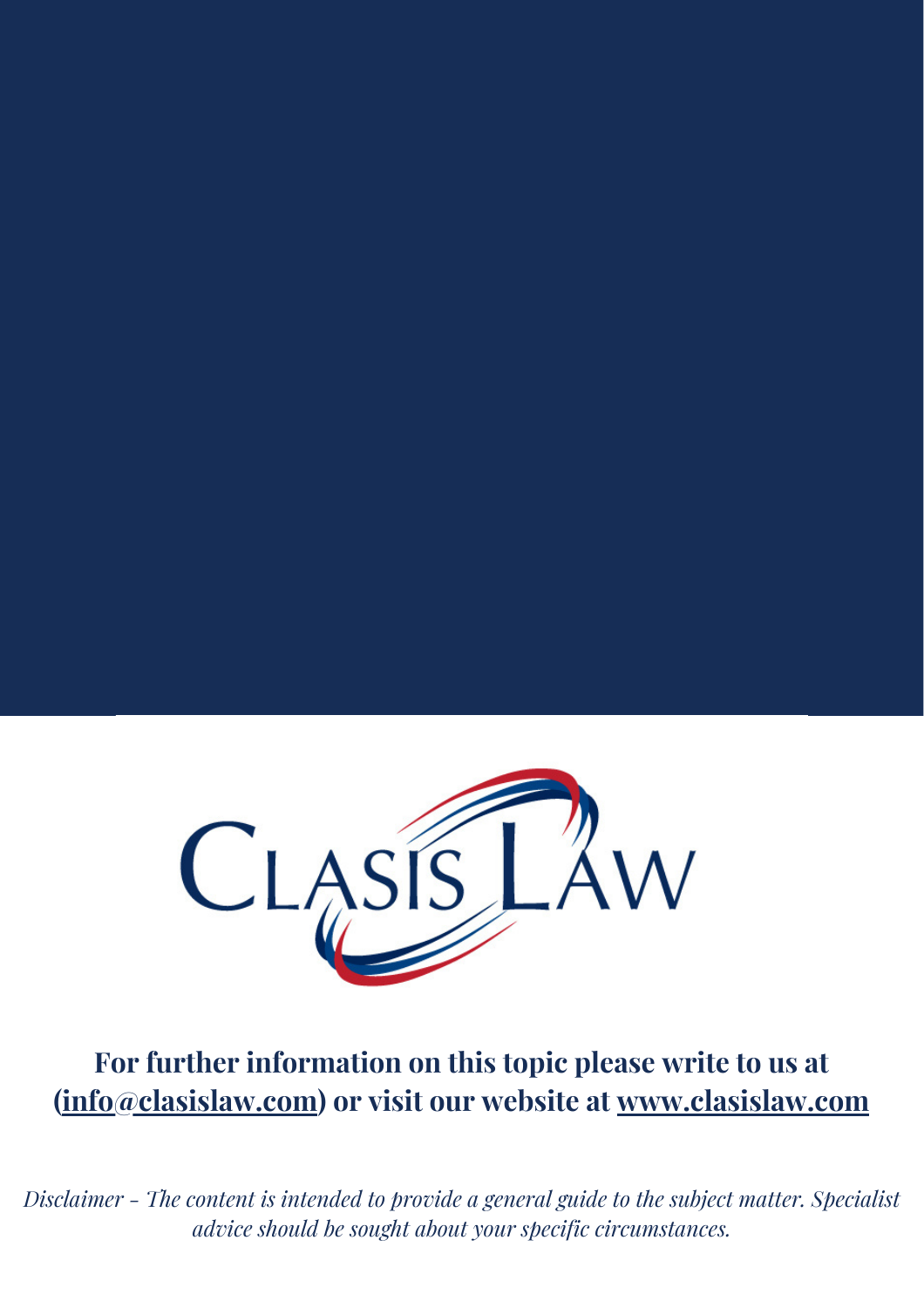CLASIS LAW

**For further information on this topic please write to us at (info@clasislaw.com) or visit our website at www.clasislaw.com**

*Disclaimer - The content is intended to provide a general guide to the subject matter. Specialist advice should be sought about your specific circumstances.*